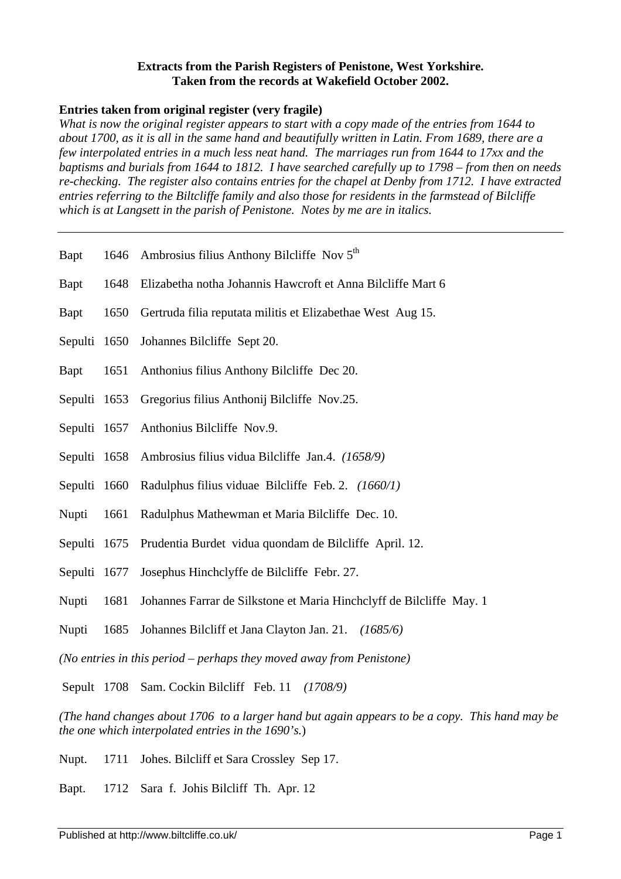**Extracts from the Parish Registers of Penistone, West Yorkshire.**
**Taken from the records at Wakefield October 2002.**

**Entries taken from original register (very fragile)**

*What is now the original register appears to start with a copy made of the entries from 1644 to about 1700, as it is all in the same hand and beautifully written in Latin. From 1689, there are a few interpolated entries in a much less neat hand. The marriages run from 1644 to 17xx and the baptisms and burials from 1644 to 1812. I have searched carefully up to 1798 – from then on needs re-checking. The register also contains entries for the chapel at Denby from 1712. I have extracted entries referring to the Biltcliffe family and also those for residents in the farmstead of Bilcliffe which is at Langsett in the parish of Penistone. Notes by me are in italics.*

---

Bapt 1646 Ambrosius filius Anthony Bilcliffe Nov 5th

Bapt 1648 Elizabetha notha Johannis Hawcroft et Anna Bilcliffe Mart 6

Bapt 1650 Gertruda filia reputata militis et Elizabethae West Aug 15.

Sepulti 1650 Johannes Bilcliffe Sept 20.

Bapt 1651 Anthonius filius Anthony Bilcliffe Dec 20.

Sepulti 1653 Gregorius filius Anthonij Bilcliffe Nov.25.

Sepulti 1657 Anthonius Bilcliffe Nov.9.

Sepulti 1658 Ambrosius filius vidua Bilcliffe Jan.4. *(1658/9)*

Sepulti 1660 Radulphus filius viduae Bilcliffe Feb. 2. *(1660/1)*

Nupti 1661 Radulphus Mathewman et Maria Bilcliffe Dec. 10.

Sepulti 1675 Prudentia Burdet vidua quondam de Bilcliffe April. 12.

Sepulti 1677 Josephus Hinchclyffe de Bilcliffe Febr. 27.

Nupti 1681 Johannes Farrar de Silkstone et Maria Hinchclyff de Bilcliffe May. 1

Nupti 1685 Johannes Bilcliff et Jana Clayton Jan. 21. *(1685/6)*

*(No entries in this period – perhaps they moved away from Penistone)*

Sepult 1708 Sam. Cockin Bilcliff Feb. 11 *(1708/9)*

*(The hand changes about 1706 to a larger hand but again appears to be a copy. This hand may be the one which interpolated entries in the 1690's.*)

Nupt. 1711 Johes. Bilcliff et Sara Crossley Sep 17.

Bapt. 1712 Sara f. Johis Bilcliff Th. Apr. 12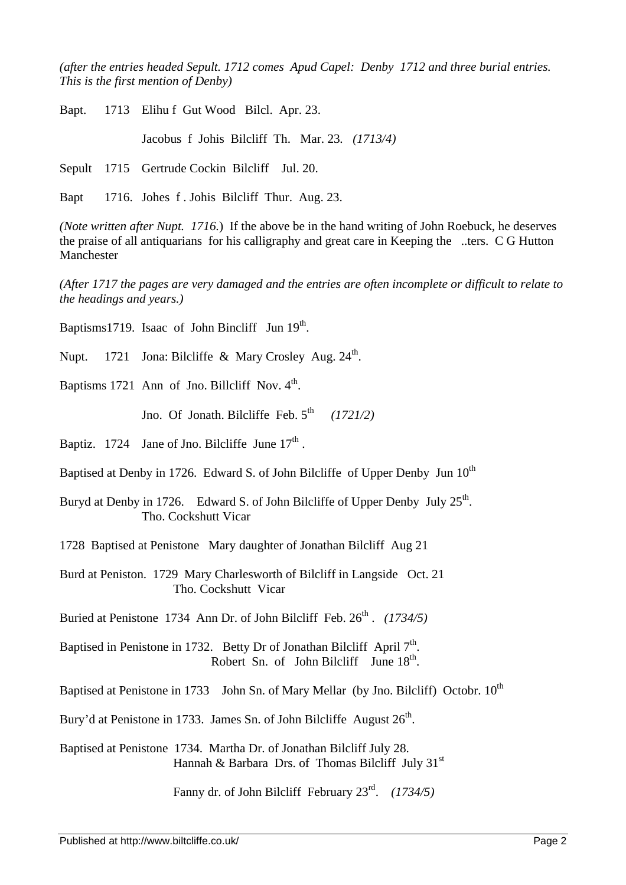*(after the entries headed Sepult. 1712 comes Apud Capel: Denby 1712 and three burial entries. This is the first mention of Denby)*

Bapt. 1713 Elihu f Gut Wood Bilcl. Apr. 23.

Jacobus f Johis Bilcliff Th. Mar. 23. *(1713/4)*

Sepult 1715 Gertrude Cockin Bilcliff Jul. 20.

Bapt 1716. Johes f . Johis Bilcliff Thur. Aug. 23.

*(Note written after Nupt. 1716.*) If the above be in the hand writing of John Roebuck, he deserves the praise of all antiquarians for his calligraphy and great care in Keeping the ..ters. C G Hutton Manchester

*(After 1717 the pages are very damaged and the entries are often incomplete or difficult to relate to the headings and years.)*

Baptisms1719. Isaac of John Bincliff Jun 19th.

Nupt. 1721 Jona: Bilcliffe & Mary Crosley Aug. 24th.

Baptisms 1721 Ann of Jno. Billcliff Nov. 4th.

Jno. Of Jonath. Bilcliffe Feb. 5th *(1721/2)*

Baptiz. 1724 Jane of Jno. Bilcliffe June 17th .

Baptised at Denby in 1726. Edward S. of John Bilcliffe of Upper Denby Jun 10th

Buryd at Denby in 1726. Edward S. of John Bilcliffe of Upper Denby July 25th.
Tho. Cockshutt Vicar

1728 Baptised at Penistone Mary daughter of Jonathan Bilcliff Aug 21

Burd at Peniston. 1729 Mary Charlesworth of Bilcliff in Langside Oct. 21
Tho. Cockshutt Vicar

Buried at Penistone 1734 Ann Dr. of John Bilcliff Feb. 26th . *(1734/5)*

Baptised in Penistone in 1732. Betty Dr of Jonathan Bilcliff April 7th.
Robert Sn. of John Bilcliff June 18th.

Baptised at Penistone in 1733 John Sn. of Mary Mellar (by Jno. Bilcliff) Octobr. 10th

Bury'd at Penistone in 1733. James Sn. of John Bilcliffe August 26th.

Baptised at Penistone 1734. Martha Dr. of Jonathan Bilcliff July 28.
Hannah & Barbara Drs. of Thomas Bilcliff July 31st

Fanny dr. of John Bilcliff February 23rd. *(1734/5)*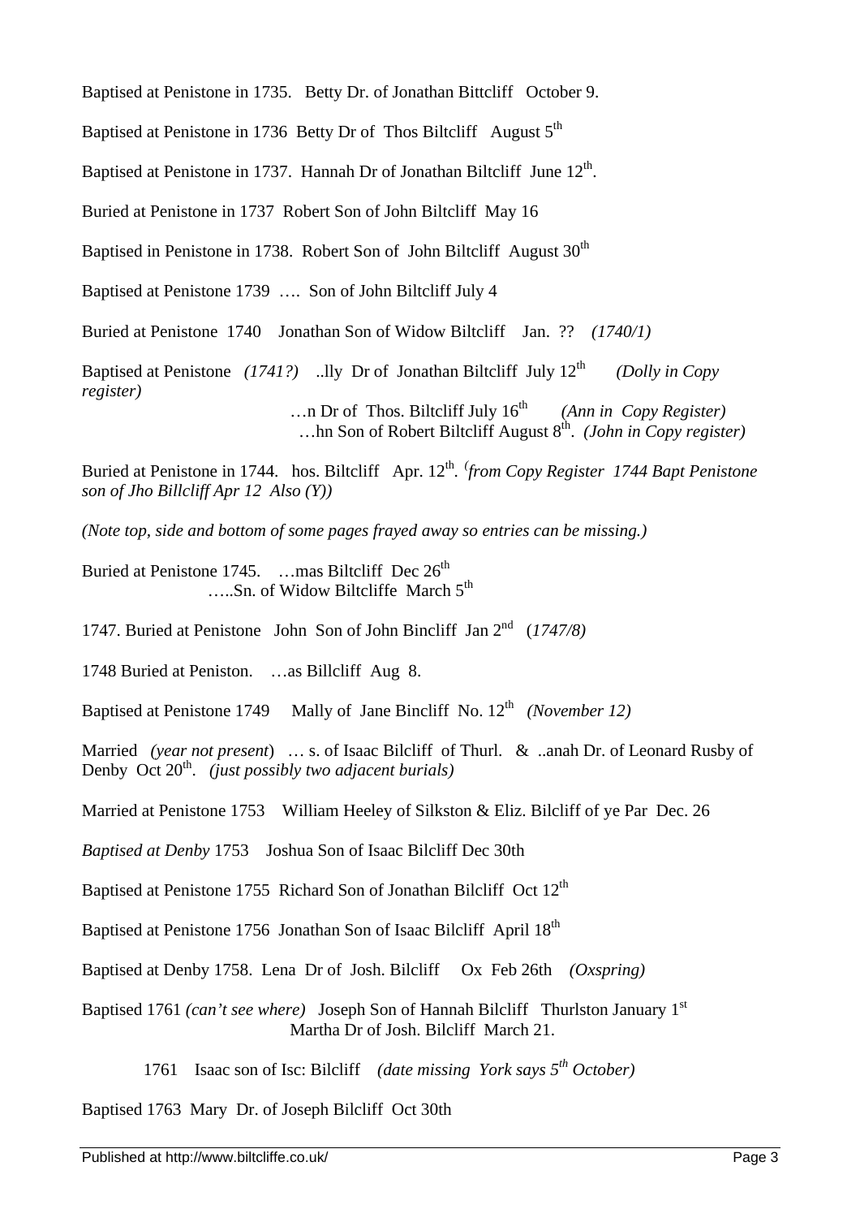Baptised at Penistone in 1735. Betty Dr. of Jonathan Bittcliff October 9.

Baptised at Penistone in 1736 Betty Dr of Thos Biltcliff August 5th

Baptised at Penistone in 1737. Hannah Dr of Jonathan Biltcliff June 12th.

Buried at Penistone in 1737 Robert Son of John Biltcliff May 16

Baptised in Penistone in 1738. Robert Son of John Biltcliff August 30th

Baptised at Penistone 1739 …. Son of John Biltcliff July 4

Buried at Penistone 1740 Jonathan Son of Widow Biltcliff Jan. ?? *(1740/1)*

Baptised at Penistone *(1741?)* ..lly Dr of Jonathan Biltcliff July 12th *(Dolly in Copy register)*
…n Dr of Thos. Biltcliff July 16th *(Ann in Copy Register)*
…hn Son of Robert Biltcliff August 8th. *(John in Copy register)*

Buried at Penistone in 1744. hos. Biltcliff Apr. 12th. *(from Copy Register 1744 Bapt Penistone son of Jho Billcliff Apr 12 Also (Y))*

*(Note top, side and bottom of some pages frayed away so entries can be missing.)*

Buried at Penistone 1745. …mas Biltcliff Dec 26th
…..Sn. of Widow Biltcliffe March 5th

1747. Buried at Penistone John Son of John Bincliff Jan 2nd (*1747/8)*

1748 Buried at Peniston. …as Billcliff Aug 8.

Baptised at Penistone 1749 Mally of Jane Bincliff No. 12th *(November 12)*

Married *(year not present*) … s. of Isaac Bilcliff of Thurl. & ..anah Dr. of Leonard Rusby of Denby Oct 20th. *(just possibly two adjacent burials)*

Married at Penistone 1753 William Heeley of Silkston & Eliz. Bilcliff of ye Par Dec. 26

*Baptised at Denby* 1753 Joshua Son of Isaac Bilcliff Dec 30th

Baptised at Penistone 1755 Richard Son of Jonathan Bilcliff Oct 12th

Baptised at Penistone 1756 Jonathan Son of Isaac Bilcliff April 18th

Baptised at Denby 1758. Lena Dr of Josh. Bilcliff Ox Feb 26th *(Oxspring)*

Baptised 1761 *(can't see where)* Joseph Son of Hannah Bilcliff Thurlston January 1st
Martha Dr of Josh. Bilcliff March 21.

1761 Isaac son of Isc: Bilcliff *(date missing York says 5th October)*

Baptised 1763 Mary Dr. of Joseph Bilcliff Oct 30th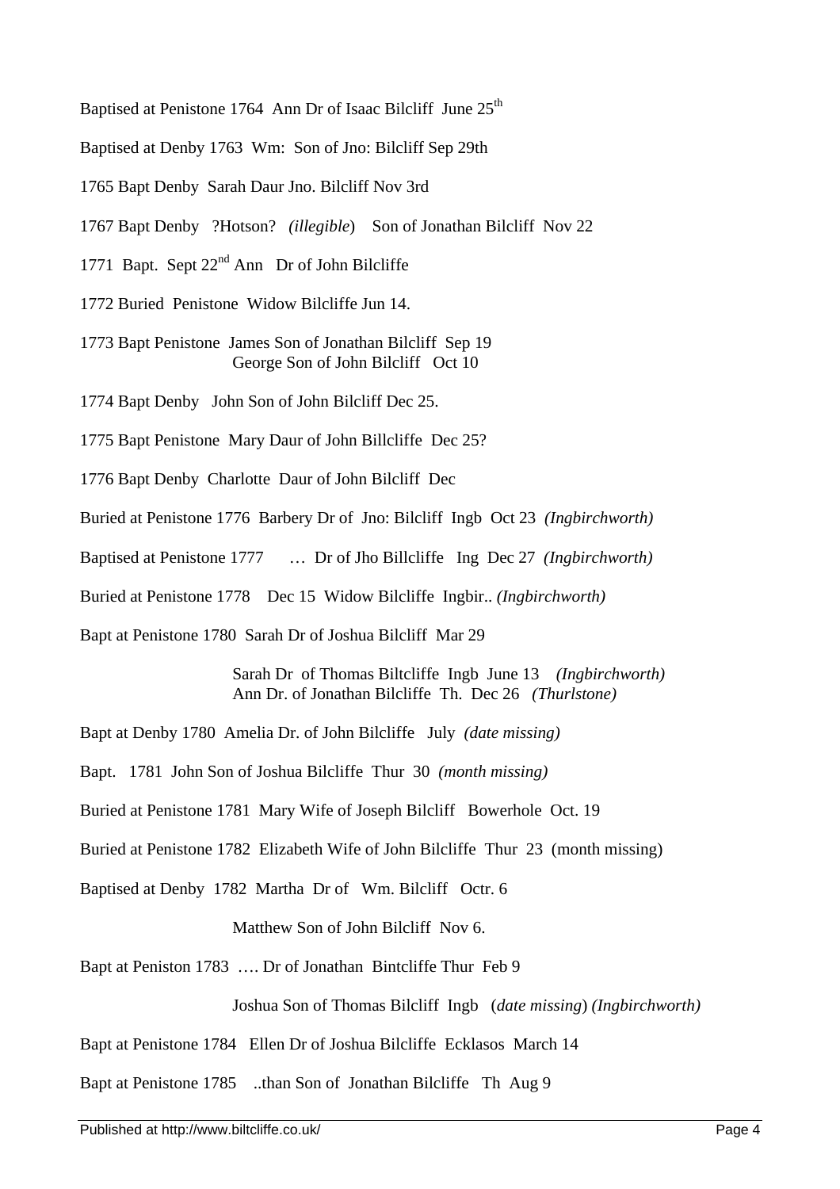Baptised at Penistone 1764 Ann Dr of Isaac Bilcliff June 25th

Baptised at Denby 1763 Wm: Son of Jno: Bilcliff Sep 29th

1765 Bapt Denby Sarah Daur Jno. Bilcliff Nov 3rd

1767 Bapt Denby ?Hotson? *(illegible)* Son of Jonathan Bilcliff Nov 22

1771 Bapt. Sept 22nd Ann Dr of John Bilcliffe

1772 Buried Penistone Widow Bilcliffe Jun 14.

1773 Bapt Penistone James Son of Jonathan Bilcliff Sep 19
George Son of John Bilcliff Oct 10

1774 Bapt Denby John Son of John Bilcliff Dec 25.

1775 Bapt Penistone Mary Daur of John Billcliffe Dec 25?

1776 Bapt Denby Charlotte Daur of John Bilcliff Dec

Buried at Penistone 1776 Barbery Dr of Jno: Bilcliff Ingb Oct 23 *(Ingbirchworth)*

Baptised at Penistone 1777 … Dr of Jho Billcliffe Ing Dec 27 *(Ingbirchworth)*

Buried at Penistone 1778 Dec 15 Widow Bilcliffe Ingbir.. *(Ingbirchworth)*

Bapt at Penistone 1780 Sarah Dr of Joshua Bilcliff Mar 29

Sarah Dr of Thomas Biltcliffe Ingb June 13 *(Ingbirchworth)*
Ann Dr. of Jonathan Bilcliffe Th. Dec 26 *(Thurlstone)*

Bapt at Denby 1780 Amelia Dr. of John Bilcliffe July *(date missing)*

Bapt. 1781 John Son of Joshua Bilcliffe Thur 30 *(month missing)*

Buried at Penistone 1781 Mary Wife of Joseph Bilcliff Bowerhole Oct. 19

Buried at Penistone 1782 Elizabeth Wife of John Bilcliffe Thur 23 (month missing)

Baptised at Denby 1782 Martha Dr of Wm. Bilcliff Octr. 6

Matthew Son of John Bilcliff Nov 6.

Bapt at Peniston 1783 …. Dr of Jonathan Bintcliffe Thur Feb 9

Joshua Son of Thomas Bilcliff Ingb (*date missing*) *(Ingbirchworth)*

Bapt at Penistone 1784 Ellen Dr of Joshua Bilcliffe Ecklasos March 14

Bapt at Penistone 1785 ..than Son of Jonathan Bilcliffe Th Aug 9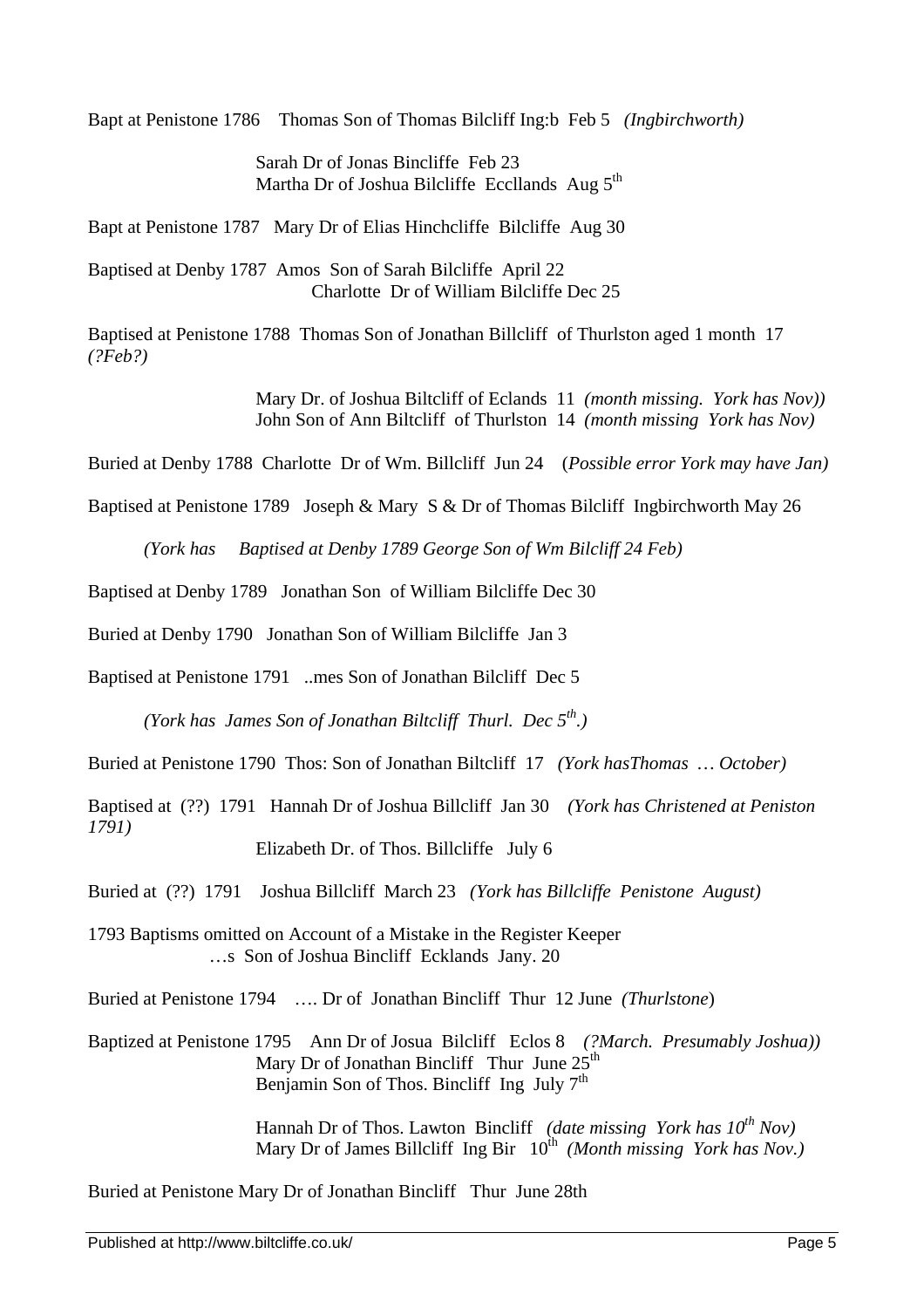Bapt at Penistone 1786 Thomas Son of Thomas Bilcliff Ing:b Feb 5 *(Ingbirchworth)*

Sarah Dr of Jonas Bincliffe Feb 23
Martha Dr of Joshua Bilcliffe Eccllands Aug 5th

Bapt at Penistone 1787 Mary Dr of Elias Hinchcliffe Bilcliffe Aug 30

Baptised at Denby 1787 Amos Son of Sarah Bilcliffe April 22
Charlotte Dr of William Bilcliffe Dec 25

Baptised at Penistone 1788 Thomas Son of Jonathan Billcliff of Thurlston aged 1 month 17 *(?Feb?)*

Mary Dr. of Joshua Biltcliff of Eclands 11 *(month missing. York has Nov))*
John Son of Ann Biltcliff of Thurlston 14 *(month missing York has Nov)*

Buried at Denby 1788 Charlotte Dr of Wm. Billcliff Jun 24 (*Possible error York may have Jan)*

Baptised at Penistone 1789 Joseph & Mary S & Dr of Thomas Bilcliff Ingbirchworth May 26

*(York has Baptised at Denby 1789 George Son of Wm Bilcliff 24 Feb)*

Baptised at Denby 1789 Jonathan Son of William Bilcliffe Dec 30

Buried at Denby 1790 Jonathan Son of William Bilcliffe Jan 3

Baptised at Penistone 1791 ..mes Son of Jonathan Bilcliff Dec 5

*(York has James Son of Jonathan Biltcliff Thurl. Dec 5th.)*

Buried at Penistone 1790 Thos: Son of Jonathan Biltcliff 17 *(York hasThomas … October)*

Baptised at (??) 1791 Hannah Dr of Joshua Billcliff Jan 30 *(York has Christened at Peniston 1791)*

Elizabeth Dr. of Thos. Billcliffe July 6

Buried at (??) 1791 Joshua Billcliff March 23 *(York has Billcliffe Penistone August)*

1793 Baptisms omitted on Account of a Mistake in the Register Keeper
…s Son of Joshua Bincliff Ecklands Jany. 20

Buried at Penistone 1794 …. Dr of Jonathan Bincliff Thur 12 June *(Thurlstone*)

Baptized at Penistone 1795 Ann Dr of Josua Bilcliff Eclos 8 *(?March. Presumably Joshua))*
Mary Dr of Jonathan Bincliff Thur June 25th
Benjamin Son of Thos. Bincliff Ing July 7th

Hannah Dr of Thos. Lawton Bincliff *(date missing York has 10th Nov)*
Mary Dr of James Billcliff Ing Bir 10th *(Month missing York has Nov.)*

Buried at Penistone Mary Dr of Jonathan Bincliff Thur June 28th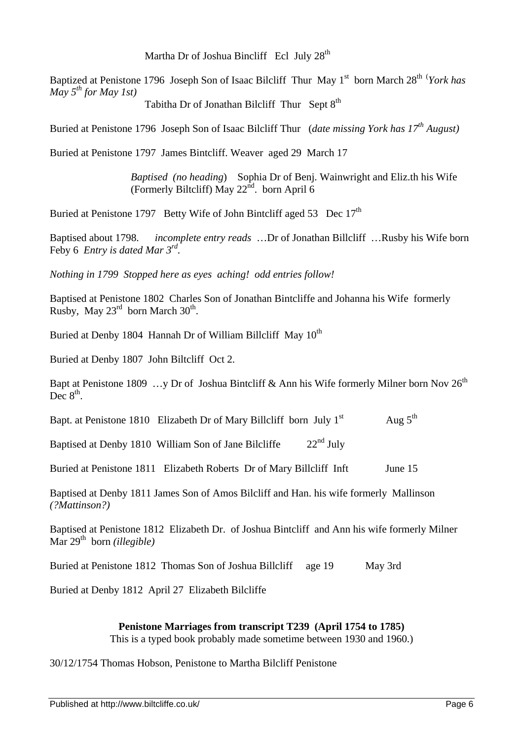Martha Dr of Joshua Bincliff Ecl July 28th

Baptized at Penistone 1796 Joseph Son of Isaac Bilcliff Thur May 1st born March 28th (*York has May 5th for May 1st)*

Tabitha Dr of Jonathan Bilcliff Thur Sept 8th

Buried at Penistone 1796 Joseph Son of Isaac Bilcliff Thur (*date missing York has 17th August)*

Buried at Penistone 1797 James Bintcliff. Weaver aged 29 March 17

*Baptised (no heading*) Sophia Dr of Benj. Wainwright and Eliz.th his Wife (Formerly Biltcliff) May 22nd. born April 6

Buried at Penistone 1797 Betty Wife of John Bintcliff aged 53 Dec 17th

Baptised about 1798. *incomplete entry reads* …Dr of Jonathan Billcliff …Rusby his Wife born Feby 6 *Entry is dated Mar 3rd*.

*Nothing in 1799 Stopped here as eyes aching! odd entries follow!*

Baptised at Penistone 1802 Charles Son of Jonathan Bintcliffe and Johanna his Wife formerly Rusby, May 23rd born March 30th.

Buried at Denby 1804 Hannah Dr of William Billcliff May 10th

Buried at Denby 1807 John Biltcliff Oct 2.

Bapt at Penistone 1809 …y Dr of Joshua Bintcliff & Ann his Wife formerly Milner born Nov 26th Dec 8th.

Bapt. at Penistone 1810 Elizabeth Dr of Mary Billcliff born July 1st Aug 5th

Baptised at Denby 1810 William Son of Jane Bilcliffe 22nd July

Buried at Penistone 1811 Elizabeth Roberts Dr of Mary Billcliff Inft June 15

Baptised at Denby 1811 James Son of Amos Bilcliff and Han. his wife formerly Mallinson *(?Mattinson?)*

Baptised at Penistone 1812 Elizabeth Dr. of Joshua Bintcliff and Ann his wife formerly Milner Mar 29th born *(illegible)*

Buried at Penistone 1812 Thomas Son of Joshua Billcliff age 19 May 3rd

Buried at Denby 1812 April 27 Elizabeth Bilcliffe

**Penistone Marriages from transcript T239 (April 1754 to 1785)**

This is a typed book probably made sometime between 1930 and 1960.)

30/12/1754 Thomas Hobson, Penistone to Martha Bilcliff Penistone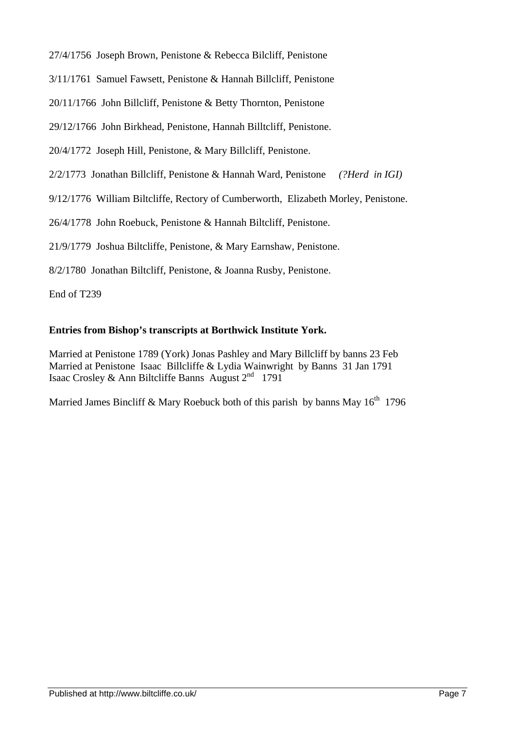27/4/1756 Joseph Brown, Penistone & Rebecca Bilcliff, Penistone

3/11/1761 Samuel Fawsett, Penistone & Hannah Billcliff, Penistone

20/11/1766 John Billcliff, Penistone & Betty Thornton, Penistone

29/12/1766 John Birkhead, Penistone, Hannah Billtcliff, Penistone.

20/4/1772 Joseph Hill, Penistone, & Mary Billcliff, Penistone.

2/2/1773 Jonathan Billcliff, Penistone & Hannah Ward, Penistone *(?Herd in IGI)*

9/12/1776 William Biltcliffe, Rectory of Cumberworth, Elizabeth Morley, Penistone.

26/4/1778 John Roebuck, Penistone & Hannah Biltcliff, Penistone.

21/9/1779 Joshua Biltcliffe, Penistone, & Mary Earnshaw, Penistone.

8/2/1780 Jonathan Biltcliff, Penistone, & Joanna Rusby, Penistone.

End of T239

**Entries from Bishop's transcripts at Borthwick Institute York.**

Married at Penistone 1789 (York) Jonas Pashley and Mary Billcliff by banns 23 Feb
Married at Penistone Isaac Billcliffe & Lydia Wainwright by Banns 31 Jan 1791
Isaac Crosley & Ann Biltcliffe Banns August 2nd 1791

Married James Bincliff & Mary Roebuck both of this parish by banns May 16th 1796